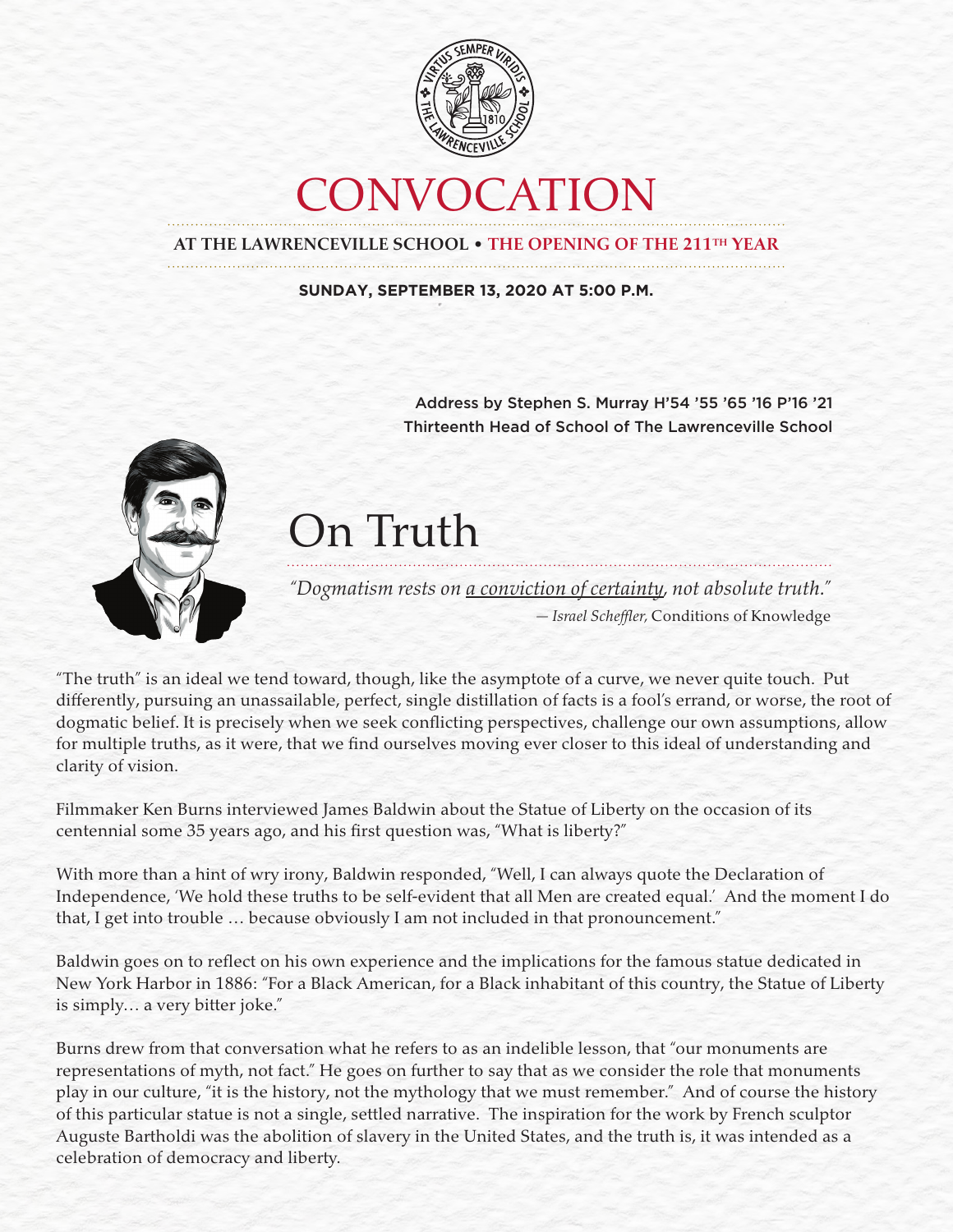# CONVOCATION

**AT THE LAWRENCEVILLE SCHOOL • THE OPENING OF THE 211TH YEAR**

**SUNDAY, SEPTEMBER 13, 2020 AT 5:00 P.M.**

Address by Stephen S. Murray H'54 '55 '65 '16 P'16 '21
Thirteenth Head of School of The Lawrenceville School

## On Truth

*"Dogmatism rests on a conviction of certainty, not absolute truth."*
*— Israel Scheffler,* Conditions of Knowledge

"The truth" is an ideal we tend toward, though, like the asymptote of a curve, we never quite touch. Put differently, pursuing an unassailable, perfect, single distillation of facts is a fool's errand, or worse, the root of dogmatic belief. It is precisely when we seek conflicting perspectives, challenge our own assumptions, allow for multiple truths, as it were, that we find ourselves moving ever closer to this ideal of understanding and clarity of vision.

Filmmaker Ken Burns interviewed James Baldwin about the Statue of Liberty on the occasion of its centennial some 35 years ago, and his first question was, "What is liberty?"

With more than a hint of wry irony, Baldwin responded, "Well, I can always quote the Declaration of Independence, 'We hold these truths to be self-evident that all Men are created equal.' And the moment I do that, I get into trouble … because obviously I am not included in that pronouncement."

Baldwin goes on to reflect on his own experience and the implications for the famous statue dedicated in New York Harbor in 1886: "For a Black American, for a Black inhabitant of this country, the Statue of Liberty is simply… a very bitter joke."

Burns drew from that conversation what he refers to as an indelible lesson, that "our monuments are representations of myth, not fact." He goes on further to say that as we consider the role that monuments play in our culture, "it is the history, not the mythology that we must remember." And of course the history of this particular statue is not a single, settled narrative. The inspiration for the work by French sculptor Auguste Bartholdi was the abolition of slavery in the United States, and the truth is, it was intended as a celebration of democracy and liberty.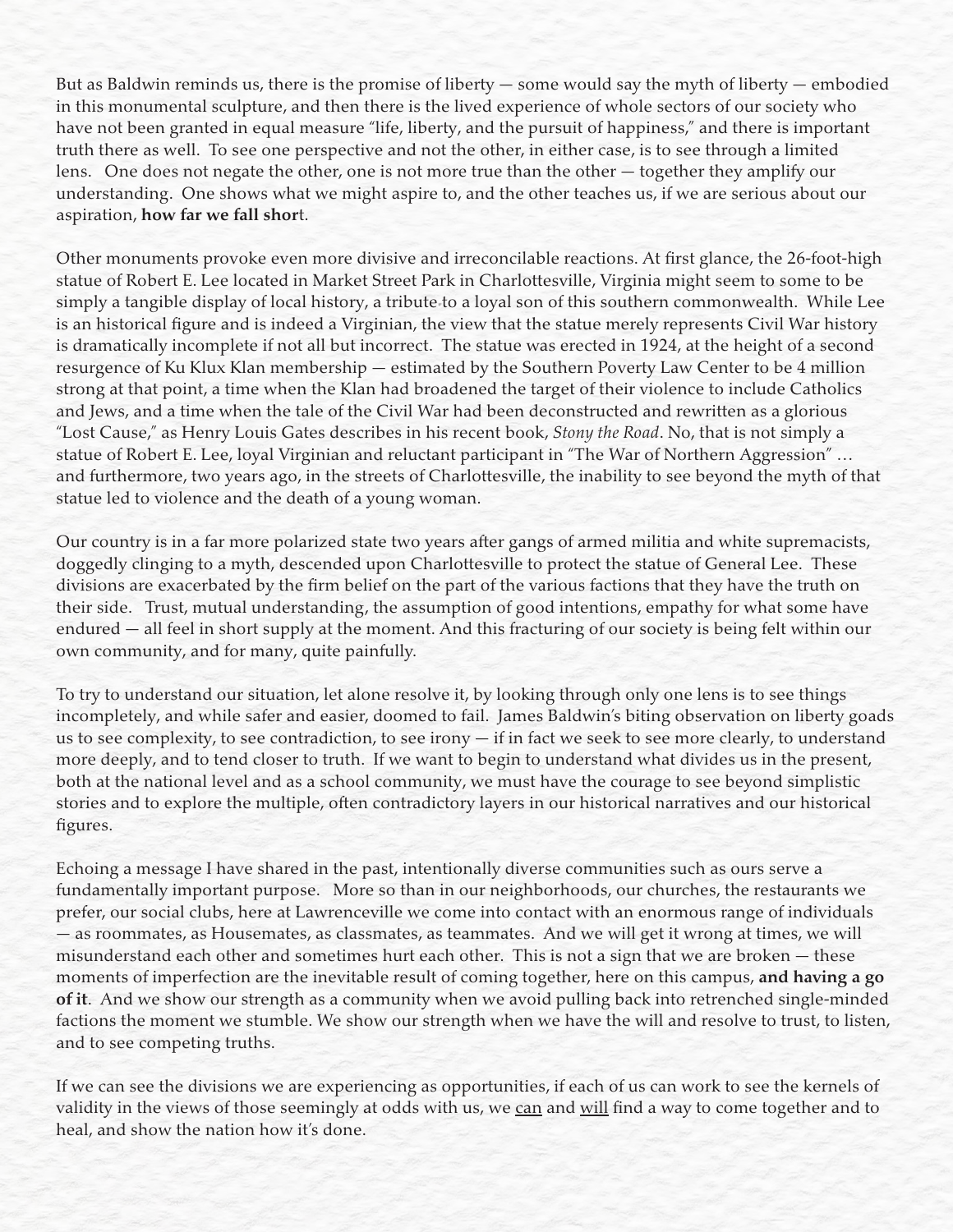But as Baldwin reminds us, there is the promise of liberty — some would say the myth of liberty — embodied in this monumental sculpture, and then there is the lived experience of whole sectors of our society who have not been granted in equal measure "life, liberty, and the pursuit of happiness," and there is important truth there as well. To see one perspective and not the other, in either case, is to see through a limited lens. One does not negate the other, one is not more true than the other — together they amplify our understanding. One shows what we might aspire to, and the other teaches us, if we are serious about our aspiration, **how far we fall shor**t.

Other monuments provoke even more divisive and irreconcilable reactions. At first glance, the 26-foot-high statue of Robert E. Lee located in Market Street Park in Charlottesville, Virginia might seem to some to be simply a tangible display of local history, a tribute to a loyal son of this southern commonwealth. While Lee is an historical figure and is indeed a Virginian, the view that the statue merely represents Civil War history is dramatically incomplete if not all but incorrect. The statue was erected in 1924, at the height of a second resurgence of Ku Klux Klan membership — estimated by the Southern Poverty Law Center to be 4 million strong at that point, a time when the Klan had broadened the target of their violence to include Catholics and Jews, and a time when the tale of the Civil War had been deconstructed and rewritten as a glorious "Lost Cause," as Henry Louis Gates describes in his recent book, *Stony the Road*. No, that is not simply a statue of Robert E. Lee, loyal Virginian and reluctant participant in "The War of Northern Aggression" … and furthermore, two years ago, in the streets of Charlottesville, the inability to see beyond the myth of that statue led to violence and the death of a young woman.

Our country is in a far more polarized state two years after gangs of armed militia and white supremacists, doggedly clinging to a myth, descended upon Charlottesville to protect the statue of General Lee. These divisions are exacerbated by the firm belief on the part of the various factions that they have the truth on their side. Trust, mutual understanding, the assumption of good intentions, empathy for what some have endured — all feel in short supply at the moment. And this fracturing of our society is being felt within our own community, and for many, quite painfully.

To try to understand our situation, let alone resolve it, by looking through only one lens is to see things incompletely, and while safer and easier, doomed to fail. James Baldwin's biting observation on liberty goads us to see complexity, to see contradiction, to see irony — if in fact we seek to see more clearly, to understand more deeply, and to tend closer to truth. If we want to begin to understand what divides us in the present, both at the national level and as a school community, we must have the courage to see beyond simplistic stories and to explore the multiple, often contradictory layers in our historical narratives and our historical figures.

Echoing a message I have shared in the past, intentionally diverse communities such as ours serve a fundamentally important purpose. More so than in our neighborhoods, our churches, the restaurants we prefer, our social clubs, here at Lawrenceville we come into contact with an enormous range of individuals — as roommates, as Housemates, as classmates, as teammates. And we will get it wrong at times, we will misunderstand each other and sometimes hurt each other. This is not a sign that we are broken — these moments of imperfection are the inevitable result of coming together, here on this campus, **and having a go of it**. And we show our strength as a community when we avoid pulling back into retrenched single-minded factions the moment we stumble. We show our strength when we have the will and resolve to trust, to listen, and to see competing truths.

If we can see the divisions we are experiencing as opportunities, if each of us can work to see the kernels of validity in the views of those seemingly at odds with us, we <u>can</u> and <u>will</u> find a way to come together and to heal, and show the nation how it's done.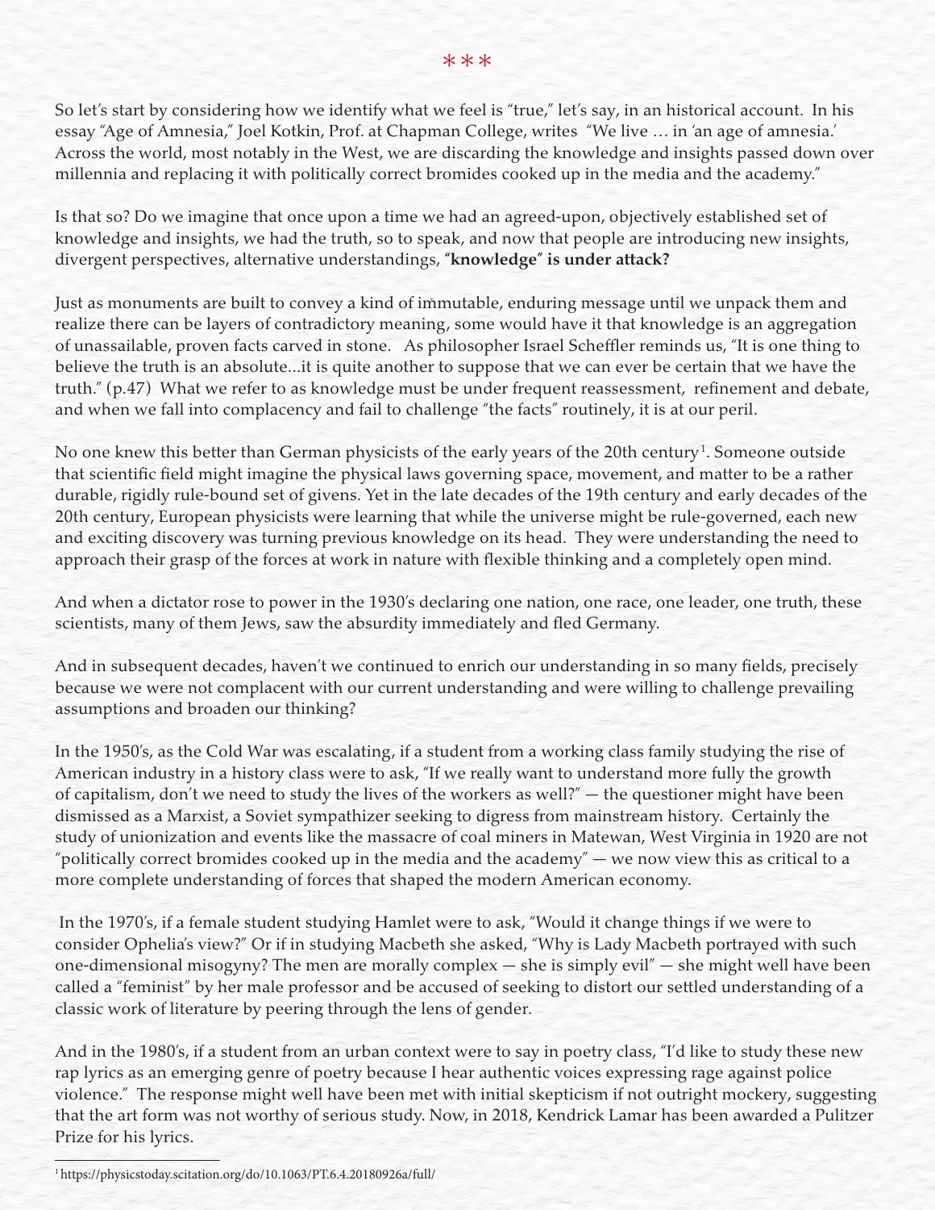\*\*\*

So let's start by considering how we identify what we feel is "true," let's say, in an historical account. In his essay "Age of Amnesia," Joel Kotkin, Prof. at Chapman College, writes "We live … in 'an age of amnesia.' Across the world, most notably in the West, we are discarding the knowledge and insights passed down over millennia and replacing it with politically correct bromides cooked up in the media and the academy."

Is that so? Do we imagine that once upon a time we had an agreed-upon, objectively established set of knowledge and insights, we had the truth, so to speak, and now that people are introducing new insights, divergent perspectives, alternative understandings, **"knowledge" is under attack?**

Just as monuments are built to convey a kind of immutable, enduring message until we unpack them and realize there can be layers of contradictory meaning, some would have it that knowledge is an aggregation of unassailable, proven facts carved in stone. As philosopher Israel Scheffler reminds us, "It is one thing to believe the truth is an absolute...it is quite another to suppose that we can ever be certain that we have the truth." (p.47) What we refer to as knowledge must be under frequent reassessment, refinement and debate, and when we fall into complacency and fail to challenge "the facts" routinely, it is at our peril.

No one knew this better than German physicists of the early years of the 20th century[1]. Someone outside that scientific field might imagine the physical laws governing space, movement, and matter to be a rather durable, rigidly rule-bound set of givens. Yet in the late decades of the 19th century and early decades of the 20th century, European physicists were learning that while the universe might be rule-governed, each new and exciting discovery was turning previous knowledge on its head. They were understanding the need to approach their grasp of the forces at work in nature with flexible thinking and a completely open mind.

And when a dictator rose to power in the 1930's declaring one nation, one race, one leader, one truth, these scientists, many of them Jews, saw the absurdity immediately and fled Germany.

And in subsequent decades, haven't we continued to enrich our understanding in so many fields, precisely because we were not complacent with our current understanding and were willing to challenge prevailing assumptions and broaden our thinking?

In the 1950's, as the Cold War was escalating, if a student from a working class family studying the rise of American industry in a history class were to ask, "If we really want to understand more fully the growth of capitalism, don't we need to study the lives of the workers as well?" — the questioner might have been dismissed as a Marxist, a Soviet sympathizer seeking to digress from mainstream history. Certainly the study of unionization and events like the massacre of coal miners in Matewan, West Virginia in 1920 are not "politically correct bromides cooked up in the media and the academy" — we now view this as critical to a more complete understanding of forces that shaped the modern American economy.

In the 1970's, if a female student studying Hamlet were to ask, "Would it change things if we were to consider Ophelia's view?" Or if in studying Macbeth she asked, "Why is Lady Macbeth portrayed with such one-dimensional misogyny? The men are morally complex — she is simply evil" — she might well have been called a "feminist" by her male professor and be accused of seeking to distort our settled understanding of a classic work of literature by peering through the lens of gender.

And in the 1980's, if a student from an urban context were to say in poetry class, "I'd like to study these new rap lyrics as an emerging genre of poetry because I hear authentic voices expressing rage against police violence." The response might well have been met with initial skepticism if not outright mockery, suggesting that the art form was not worthy of serious study. Now, in 2018, Kendrick Lamar has been awarded a Pulitzer Prize for his lyrics.

---

[1] https://physicstoday.scitation.org/do/10.1063/PT.6.4.20180926a/full/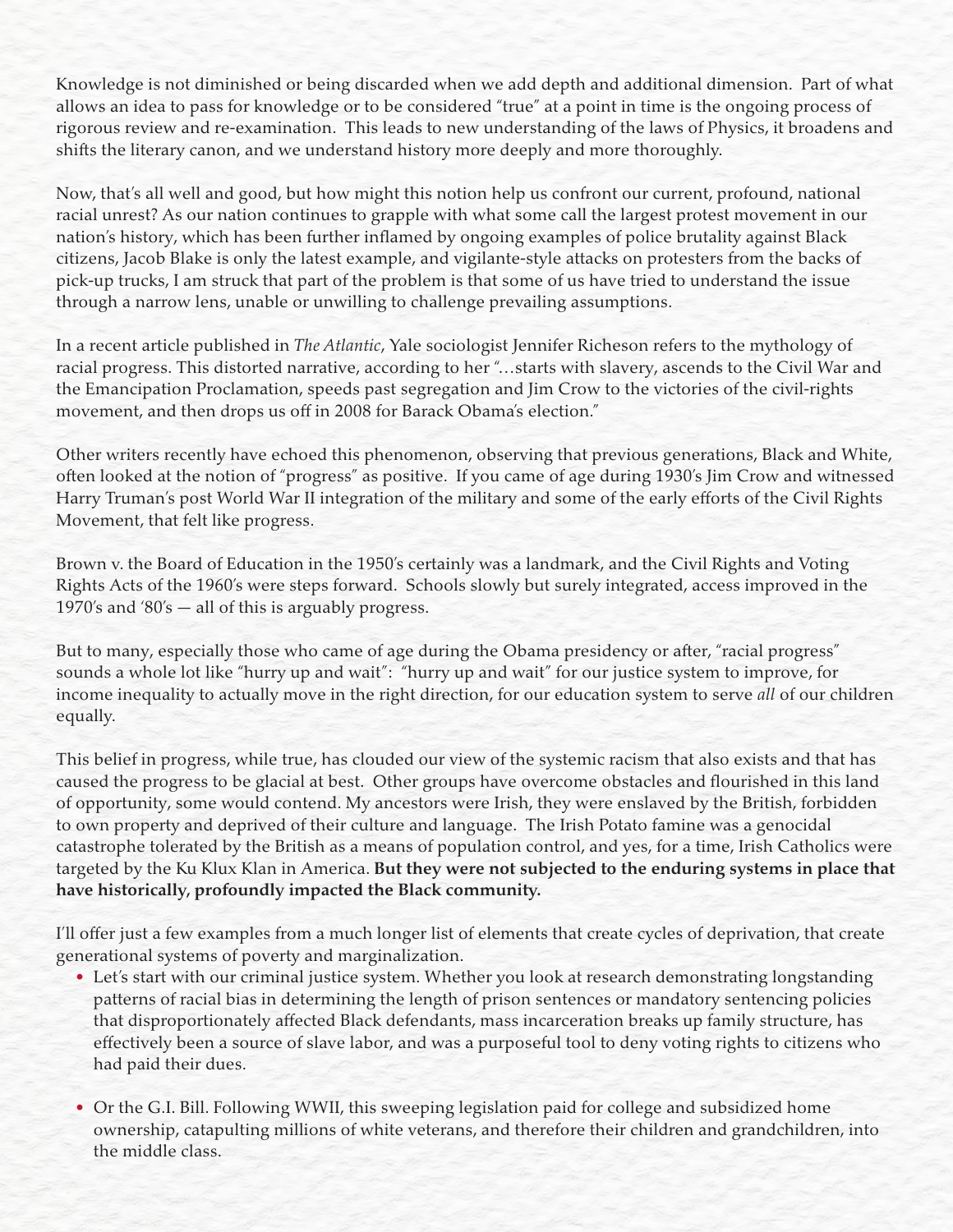Knowledge is not diminished or being discarded when we add depth and additional dimension. Part of what allows an idea to pass for knowledge or to be considered "true" at a point in time is the ongoing process of rigorous review and re-examination. This leads to new understanding of the laws of Physics, it broadens and shifts the literary canon, and we understand history more deeply and more thoroughly.

Now, that's all well and good, but how might this notion help us confront our current, profound, national racial unrest? As our nation continues to grapple with what some call the largest protest movement in our nation's history, which has been further inflamed by ongoing examples of police brutality against Black citizens, Jacob Blake is only the latest example, and vigilante-style attacks on protesters from the backs of pick-up trucks, I am struck that part of the problem is that some of us have tried to understand the issue through a narrow lens, unable or unwilling to challenge prevailing assumptions.

In a recent article published in *The Atlantic*, Yale sociologist Jennifer Richeson refers to the mythology of racial progress. This distorted narrative, according to her "…starts with slavery, ascends to the Civil War and the Emancipation Proclamation, speeds past segregation and Jim Crow to the victories of the civil-rights movement, and then drops us off in 2008 for Barack Obama's election."

Other writers recently have echoed this phenomenon, observing that previous generations, Black and White, often looked at the notion of "progress" as positive. If you came of age during 1930's Jim Crow and witnessed Harry Truman's post World War II integration of the military and some of the early efforts of the Civil Rights Movement, that felt like progress.

Brown v. the Board of Education in the 1950's certainly was a landmark, and the Civil Rights and Voting Rights Acts of the 1960's were steps forward. Schools slowly but surely integrated, access improved in the 1970's and '80's — all of this is arguably progress.

But to many, especially those who came of age during the Obama presidency or after, "racial progress" sounds a whole lot like "hurry up and wait": "hurry up and wait" for our justice system to improve, for income inequality to actually move in the right direction, for our education system to serve *all* of our children equally.

This belief in progress, while true, has clouded our view of the systemic racism that also exists and that has caused the progress to be glacial at best. Other groups have overcome obstacles and flourished in this land of opportunity, some would contend. My ancestors were Irish, they were enslaved by the British, forbidden to own property and deprived of their culture and language. The Irish Potato famine was a genocidal catastrophe tolerated by the British as a means of population control, and yes, for a time, Irish Catholics were targeted by the Ku Klux Klan in America. **But they were not subjected to the enduring systems in place that have historically, profoundly impacted the Black community.**

I'll offer just a few examples from a much longer list of elements that create cycles of deprivation, that create generational systems of poverty and marginalization.

- Let's start with our criminal justice system. Whether you look at research demonstrating longstanding patterns of racial bias in determining the length of prison sentences or mandatory sentencing policies that disproportionately affected Black defendants, mass incarceration breaks up family structure, has effectively been a source of slave labor, and was a purposeful tool to deny voting rights to citizens who had paid their dues.

- Or the G.I. Bill. Following WWII, this sweeping legislation paid for college and subsidized home ownership, catapulting millions of white veterans, and therefore their children and grandchildren, into the middle class.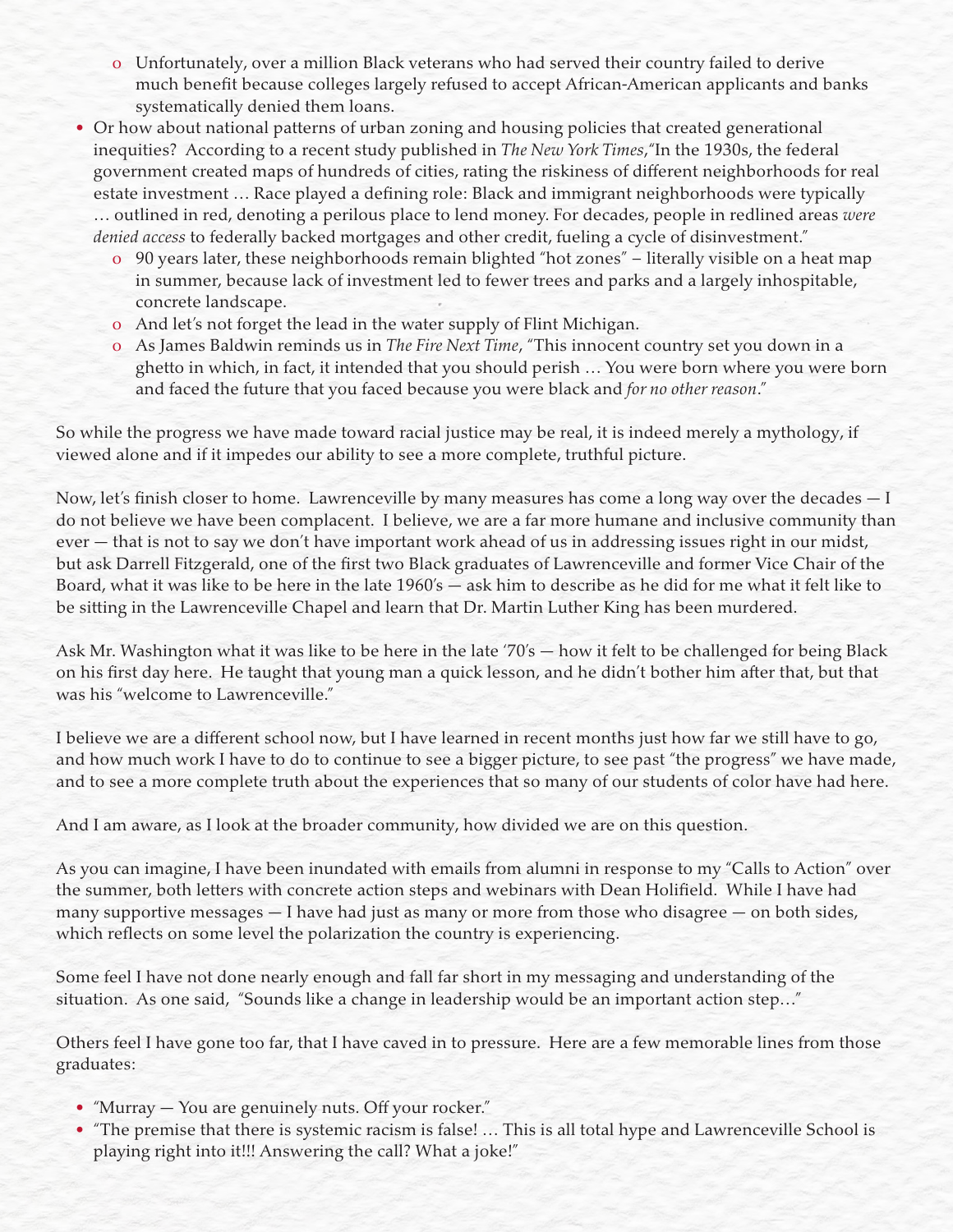- Unfortunately, over a million Black veterans who had served their country failed to derive much benefit because colleges largely refused to accept African-American applicants and banks systematically denied them loans.
- Or how about national patterns of urban zoning and housing policies that created generational inequities? According to a recent study published in *The New York Times*,"In the 1930s, the federal government created maps of hundreds of cities, rating the riskiness of different neighborhoods for real estate investment … Race played a defining role: Black and immigrant neighborhoods were typically … outlined in red, denoting a perilous place to lend money. For decades, people in redlined areas *were denied access* to federally backed mortgages and other credit, fueling a cycle of disinvestment."
    - 90 years later, these neighborhoods remain blighted "hot zones" – literally visible on a heat map in summer, because lack of investment led to fewer trees and parks and a largely inhospitable, concrete landscape.
    - And let's not forget the lead in the water supply of Flint Michigan.
    - As James Baldwin reminds us in *The Fire Next Time*, "This innocent country set you down in a ghetto in which, in fact, it intended that you should perish … You were born where you were born and faced the future that you faced because you were black and *for no other reason*."

So while the progress we have made toward racial justice may be real, it is indeed merely a mythology, if viewed alone and if it impedes our ability to see a more complete, truthful picture.

Now, let's finish closer to home. Lawrenceville by many measures has come a long way over the decades — I do not believe we have been complacent. I believe, we are a far more humane and inclusive community than ever — that is not to say we don't have important work ahead of us in addressing issues right in our midst, but ask Darrell Fitzgerald, one of the first two Black graduates of Lawrenceville and former Vice Chair of the Board, what it was like to be here in the late 1960's — ask him to describe as he did for me what it felt like to be sitting in the Lawrenceville Chapel and learn that Dr. Martin Luther King has been murdered.

Ask Mr. Washington what it was like to be here in the late '70's — how it felt to be challenged for being Black on his first day here. He taught that young man a quick lesson, and he didn't bother him after that, but that was his "welcome to Lawrenceville."

I believe we are a different school now, but I have learned in recent months just how far we still have to go, and how much work I have to do to continue to see a bigger picture, to see past "the progress" we have made, and to see a more complete truth about the experiences that so many of our students of color have had here.

And I am aware, as I look at the broader community, how divided we are on this question.

As you can imagine, I have been inundated with emails from alumni in response to my "Calls to Action" over the summer, both letters with concrete action steps and webinars with Dean Holifield. While I have had many supportive messages — I have had just as many or more from those who disagree — on both sides, which reflects on some level the polarization the country is experiencing.

Some feel I have not done nearly enough and fall far short in my messaging and understanding of the situation. As one said, "Sounds like a change in leadership would be an important action step…"

Others feel I have gone too far, that I have caved in to pressure. Here are a few memorable lines from those graduates:

- "Murray — You are genuinely nuts. Off your rocker."
- "The premise that there is systemic racism is false! … This is all total hype and Lawrenceville School is playing right into it!!! Answering the call? What a joke!"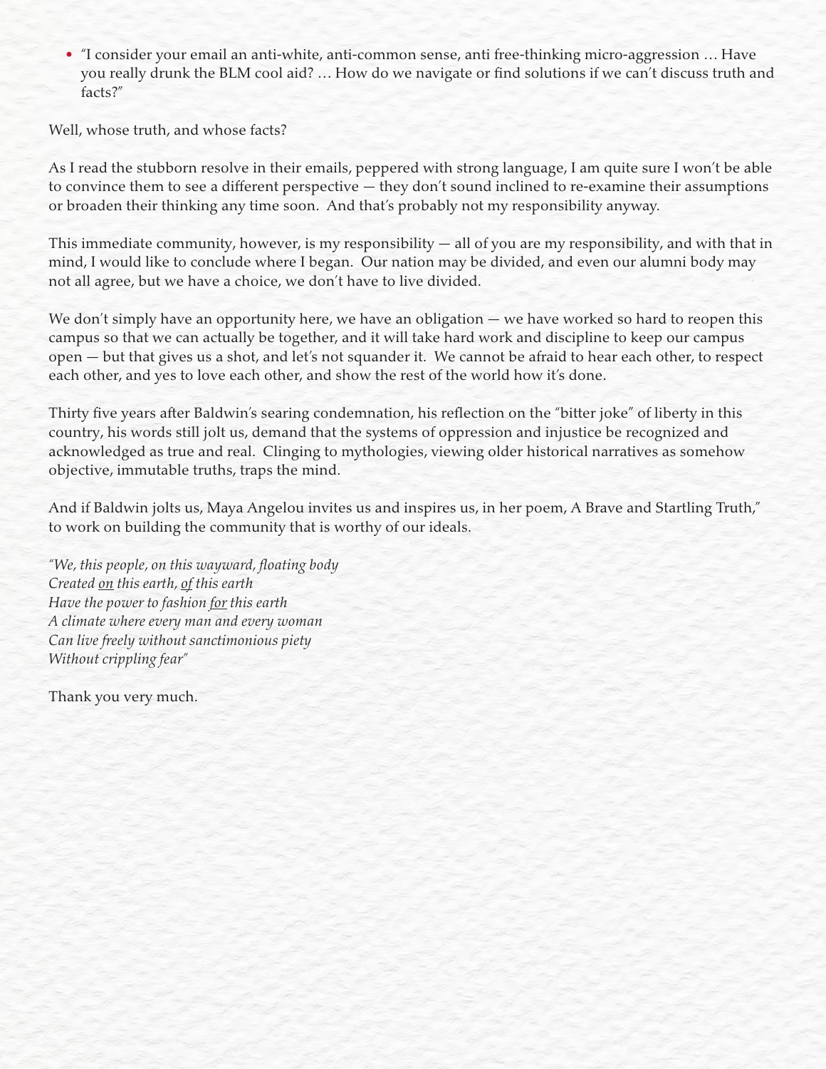- "I consider your email an anti-white, anti-common sense, anti free-thinking micro-aggression … Have you really drunk the BLM cool aid? … How do we navigate or find solutions if we can't discuss truth and facts?"

Well, whose truth, and whose facts?

As I read the stubborn resolve in their emails, peppered with strong language, I am quite sure I won't be able to convince them to see a different perspective — they don't sound inclined to re-examine their assumptions or broaden their thinking any time soon. And that's probably not my responsibility anyway.

This immediate community, however, is my responsibility — all of you are my responsibility, and with that in mind, I would like to conclude where I began. Our nation may be divided, and even our alumni body may not all agree, but we have a choice, we don't have to live divided.

We don't simply have an opportunity here, we have an obligation — we have worked so hard to reopen this campus so that we can actually be together, and it will take hard work and discipline to keep our campus open — but that gives us a shot, and let's not squander it. We cannot be afraid to hear each other, to respect each other, and yes to love each other, and show the rest of the world how it's done.

Thirty five years after Baldwin's searing condemnation, his reflection on the "bitter joke" of liberty in this country, his words still jolt us, demand that the systems of oppression and injustice be recognized and acknowledged as true and real. Clinging to mythologies, viewing older historical narratives as somehow objective, immutable truths, traps the mind.

And if Baldwin jolts us, Maya Angelou invites us and inspires us, in her poem, A Brave and Startling Truth," to work on building the community that is worthy of our ideals.

*"We, this people, on this wayward, floating body*
*Created <u>on</u> this earth, <u>of</u> this earth*
*Have the power to fashion <u>for</u> this earth*
*A climate where every man and every woman*
*Can live freely without sanctimonious piety*
*Without crippling fear"*

Thank you very much.